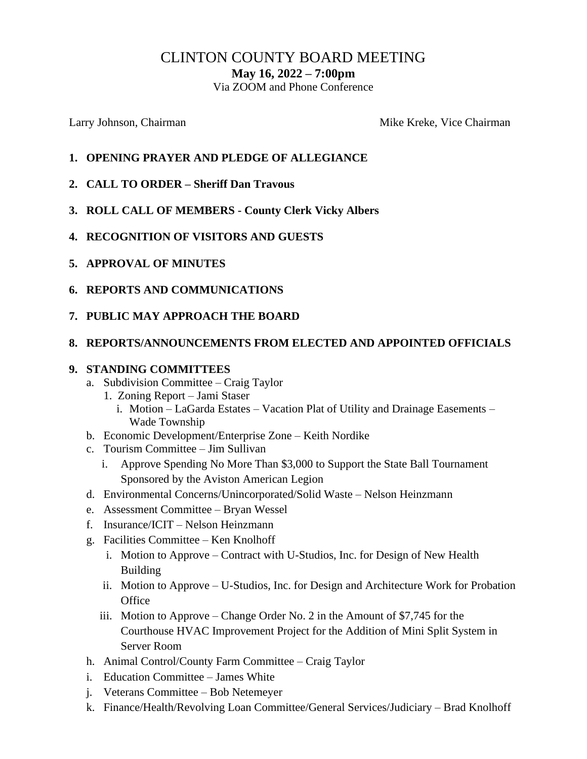# CLINTON COUNTY BOARD MEETING

**May 16, 2022 – 7:00pm**

Via ZOOM and Phone Conference

Larry Johnson, Chairman

Mike Kreke, Vice Chairman

1. **OPENING PRAYER AND PLEDGE OF ALLEGIANCE**
2. **CALL TO ORDER – Sheriff Dan Travous**
3. **ROLL CALL OF MEMBERS - County Clerk Vicky Albers**
4. **RECOGNITION OF VISITORS AND GUESTS**
5. **APPROVAL OF MINUTES**
6. **REPORTS AND COMMUNICATIONS**
7. **PUBLIC MAY APPROACH THE BOARD**
8. **REPORTS/ANNOUNCEMENTS FROM ELECTED AND APPOINTED OFFICIALS**
9. **STANDING COMMITTEES**
   a. Subdivision Committee – Craig Taylor
      1. Zoning Report – Jami Staser
         i. Motion – LaGarda Estates – Vacation Plat of Utility and Drainage Easements – Wade Township
   b. Economic Development/Enterprise Zone – Keith Nordike
   c. Tourism Committee – Jim Sullivan
      i. Approve Spending No More Than $3,000 to Support the State Ball Tournament Sponsored by the Aviston American Legion
   d. Environmental Concerns/Unincorporated/Solid Waste – Nelson Heinzmann
   e. Assessment Committee – Bryan Wessel
   f. Insurance/ICIT – Nelson Heinzmann
   g. Facilities Committee – Ken Knolhoff
      i. Motion to Approve – Contract with U-Studios, Inc. for Design of New Health Building
      ii. Motion to Approve – U-Studios, Inc. for Design and Architecture Work for Probation Office
      iii. Motion to Approve – Change Order No. 2 in the Amount of $7,745 for the Courthouse HVAC Improvement Project for the Addition of Mini Split System in Server Room
   h. Animal Control/County Farm Committee – Craig Taylor
   i. Education Committee – James White
   j. Veterans Committee – Bob Netemeyer
   k. Finance/Health/Revolving Loan Committee/General Services/Judiciary – Brad Knolhoff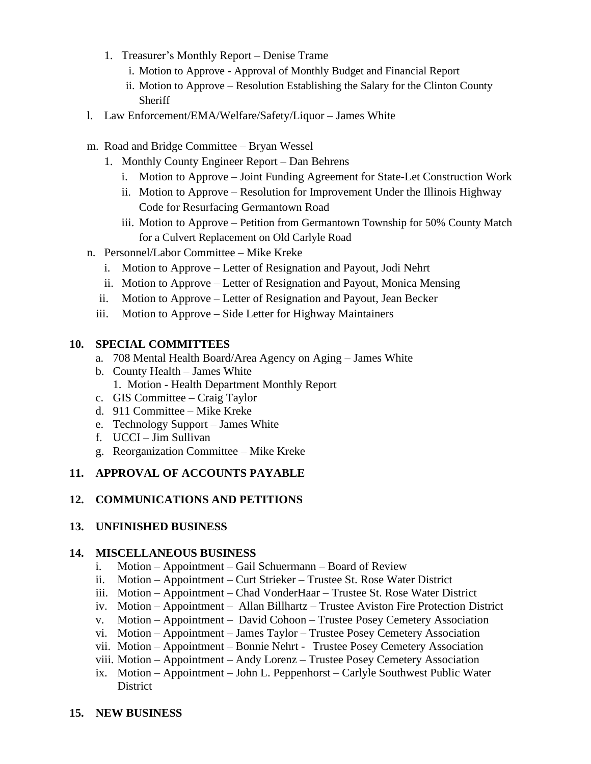1. Treasurer's Monthly Report – Denise Trame
   i. Motion to Approve - Approval of Monthly Budget and Financial Report
   ii. Motion to Approve – Resolution Establishing the Salary for the Clinton County Sheriff

l. Law Enforcement/EMA/Welfare/Safety/Liquor – James White

m. Road and Bridge Committee – Bryan Wessel

1. Monthly County Engineer Report – Dan Behrens
   i. Motion to Approve – Joint Funding Agreement for State-Let Construction Work
   ii. Motion to Approve – Resolution for Improvement Under the Illinois Highway Code for Resurfacing Germantown Road
   iii. Motion to Approve – Petition from Germantown Township for 50% County Match for a Culvert Replacement on Old Carlyle Road

n. Personnel/Labor Committee – Mike Kreke

i. Motion to Approve – Letter of Resignation and Payout, Jodi Nehrt
ii. Motion to Approve – Letter of Resignation and Payout, Monica Mensing
ii. Motion to Approve – Letter of Resignation and Payout, Jean Becker
iii. Motion to Approve – Side Letter for Highway Maintainers

## 10. SPECIAL COMMITTEES

a. 708 Mental Health Board/Area Agency on Aging – James White
b. County Health – James White
   1. Motion - Health Department Monthly Report
c. GIS Committee – Craig Taylor
d. 911 Committee – Mike Kreke
e. Technology Support – James White
f. UCCI – Jim Sullivan
g. Reorganization Committee – Mike Kreke

## 11. APPROVAL OF ACCOUNTS PAYABLE

## 12. COMMUNICATIONS AND PETITIONS

## 13. UNFINISHED BUSINESS

## 14. MISCELLANEOUS BUSINESS

i. Motion – Appointment – Gail Schuermann – Board of Review
ii. Motion – Appointment – Curt Strieker – Trustee St. Rose Water District
iii. Motion – Appointment – Chad VonderHaar – Trustee St. Rose Water District
iv. Motion – Appointment – Allan Billhartz – Trustee Aviston Fire Protection District
v. Motion – Appointment – David Cohoon – Trustee Posey Cemetery Association
vi. Motion – Appointment – James Taylor – Trustee Posey Cemetery Association
vii. Motion – Appointment – Bonnie Nehrt - Trustee Posey Cemetery Association
viii. Motion – Appointment – Andy Lorenz – Trustee Posey Cemetery Association
ix. Motion – Appointment – John L. Peppenhorst – Carlyle Southwest Public Water District

## 15. NEW BUSINESS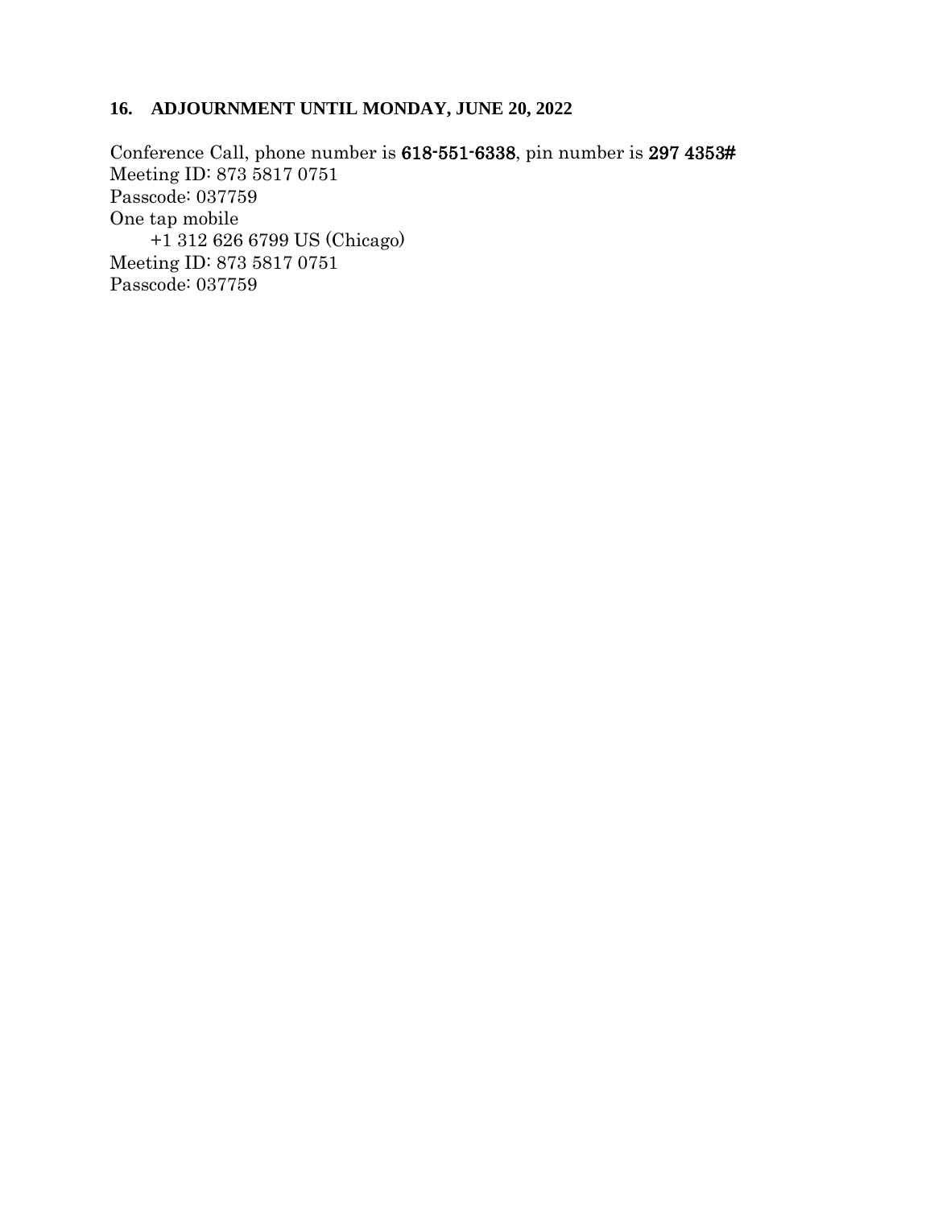### 16. ADJOURNMENT UNTIL MONDAY, JUNE 20, 2022

Conference Call, phone number is **618-551-6338**, pin number is **297 4353#**
Meeting ID: 873 5817 0751
Passcode: 037759
One tap mobile
+1 312 626 6799 US (Chicago)
Meeting ID: 873 5817 0751
Passcode: 037759